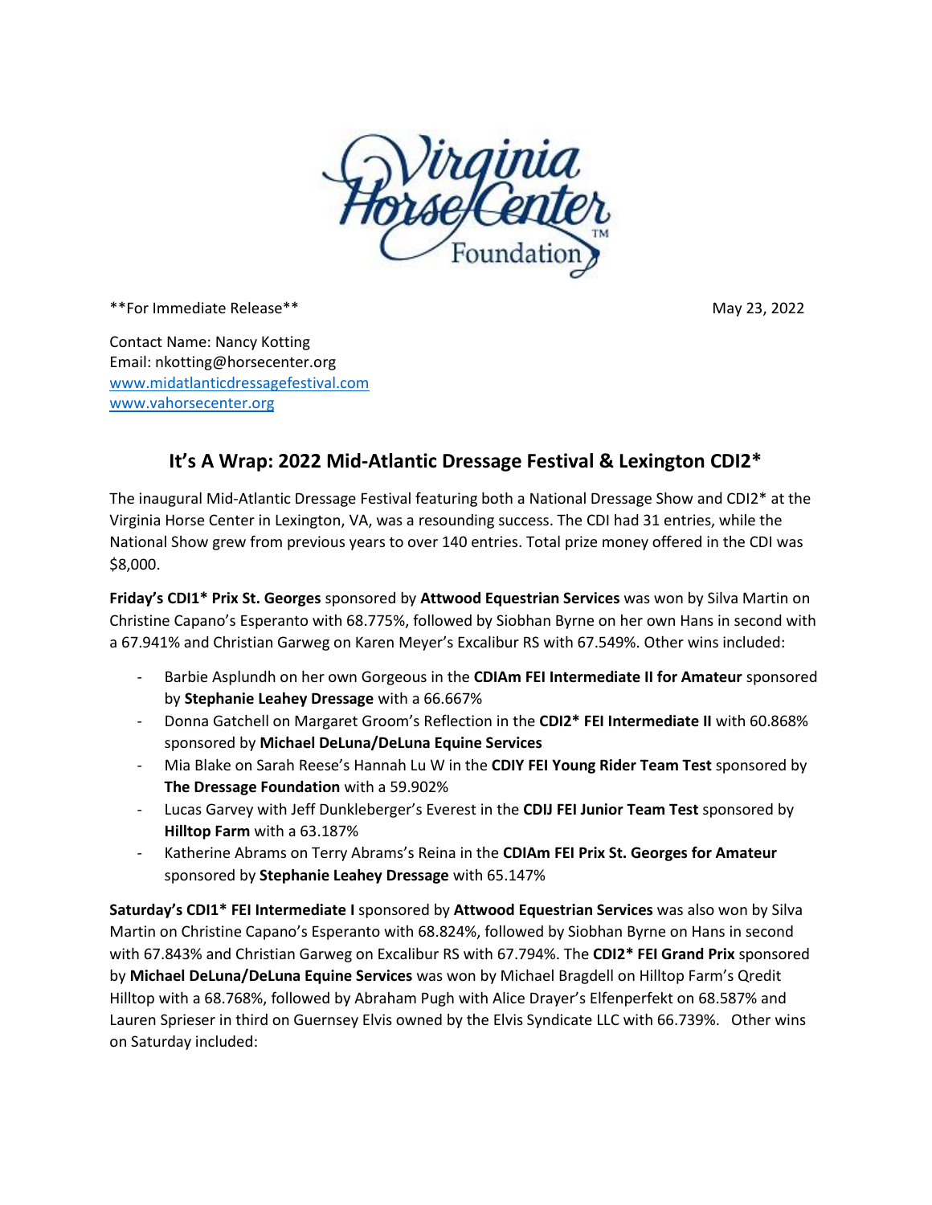**For Immediate Release** May 23, 2022

Contact Name: Nancy Kotting
Email: nkotting@horsecenter.org
www.midatlanticdressagefestival.com
www.vahorsecenter.org

## It's A Wrap: 2022 Mid-Atlantic Dressage Festival & Lexington CDI2*

The inaugural Mid-Atlantic Dressage Festival featuring both a National Dressage Show and CDI2* at the Virginia Horse Center in Lexington, VA, was a resounding success. The CDI had 31 entries, while the National Show grew from previous years to over 140 entries. Total prize money offered in the CDI was $8,000.

**Friday's CDI1* Prix St. Georges** sponsored by **Attwood Equestrian Services** was won by Silva Martin on Christine Capano's Esperanto with 68.775%, followed by Siobhan Byrne on her own Hans in second with a 67.941% and Christian Garweg on Karen Meyer's Excalibur RS with 67.549%. Other wins included:

- Barbie Asplundh on her own Gorgeous in the **CDIAm FEI Intermediate II for Amateur** sponsored by **Stephanie Leahey Dressage** with a 66.667%
- Donna Gatchell on Margaret Groom's Reflection in the **CDI2* FEI Intermediate II** with 60.868% sponsored by **Michael DeLuna/DeLuna Equine Services**
- Mia Blake on Sarah Reese's Hannah Lu W in the **CDIY FEI Young Rider Team Test** sponsored by **The Dressage Foundation** with a 59.902%
- Lucas Garvey with Jeff Dunkleberger's Everest in the **CDIJ FEI Junior Team Test** sponsored by **Hilltop Farm** with a 63.187%
- Katherine Abrams on Terry Abrams's Reina in the **CDIAm FEI Prix St. Georges for Amateur** sponsored by **Stephanie Leahey Dressage** with 65.147%

**Saturday's CDI1* FEI Intermediate I** sponsored by **Attwood Equestrian Services** was also won by Silva Martin on Christine Capano's Esperanto with 68.824%, followed by Siobhan Byrne on Hans in second with 67.843% and Christian Garweg on Excalibur RS with 67.794%. The **CDI2* FEI Grand Prix** sponsored by **Michael DeLuna/DeLuna Equine Services** was won by Michael Bragdell on Hilltop Farm's Qredit Hilltop with a 68.768%, followed by Abraham Pugh with Alice Drayer's Elfenperfekt on 68.587% and Lauren Sprieser in third on Guernsey Elvis owned by the Elvis Syndicate LLC with 66.739%. Other wins on Saturday included: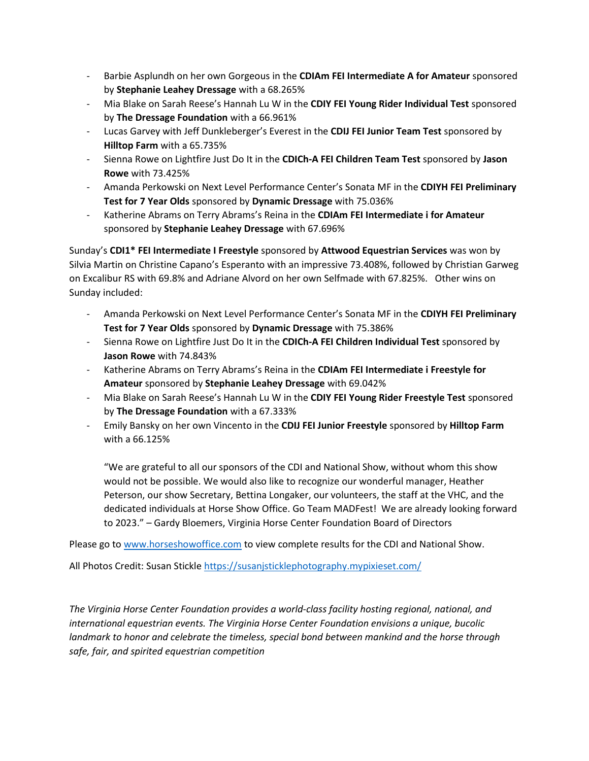- Barbie Asplundh on her own Gorgeous in the **CDIAm FEI Intermediate A for Amateur** sponsored by **Stephanie Leahey Dressage** with a 68.265%
- Mia Blake on Sarah Reese's Hannah Lu W in the **CDIY FEI Young Rider Individual Test** sponsored by **The Dressage Foundation** with a 66.961%
- Lucas Garvey with Jeff Dunkleberger's Everest in the **CDIJ FEI Junior Team Test** sponsored by **Hilltop Farm** with a 65.735%
- Sienna Rowe on Lightfire Just Do It in the **CDICh-A FEI Children Team Test** sponsored by **Jason Rowe** with 73.425%
- Amanda Perkowski on Next Level Performance Center's Sonata MF in the **CDIYH FEI Preliminary Test for 7 Year Olds** sponsored by **Dynamic Dressage** with 75.036%
- Katherine Abrams on Terry Abrams's Reina in the **CDIAm FEI Intermediate i for Amateur** sponsored by **Stephanie Leahey Dressage** with 67.696%

Sunday's **CDI1* FEI Intermediate I Freestyle** sponsored by **Attwood Equestrian Services** was won by Silvia Martin on Christine Capano's Esperanto with an impressive 73.408%, followed by Christian Garweg on Excalibur RS with 69.8% and Adriane Alvord on her own Selfmade with 67.825%. Other wins on Sunday included:

- Amanda Perkowski on Next Level Performance Center's Sonata MF in the **CDIYH FEI Preliminary Test for 7 Year Olds** sponsored by **Dynamic Dressage** with 75.386%
- Sienna Rowe on Lightfire Just Do It in the **CDICh-A FEI Children Individual Test** sponsored by **Jason Rowe** with 74.843%
- Katherine Abrams on Terry Abrams's Reina in the **CDIAm FEI Intermediate i Freestyle for Amateur** sponsored by **Stephanie Leahey Dressage** with 69.042%
- Mia Blake on Sarah Reese's Hannah Lu W in the **CDIY FEI Young Rider Freestyle Test** sponsored by **The Dressage Foundation** with a 67.333%
- Emily Bansky on her own Vincento in the **CDIJ FEI Junior Freestyle** sponsored by **Hilltop Farm** with a 66.125%

  "We are grateful to all our sponsors of the CDI and National Show, without whom this show would not be possible. We would also like to recognize our wonderful manager, Heather Peterson, our show Secretary, Bettina Longaker, our volunteers, the staff at the VHC, and the dedicated individuals at Horse Show Office. Go Team MADFest! We are already looking forward to 2023." – Gardy Bloemers, Virginia Horse Center Foundation Board of Directors

Please go to www.horseshowoffice.com to view complete results for the CDI and National Show.

All Photos Credit: Susan Stickle https://susanjsticklephotography.mypixieset.com/

*The Virginia Horse Center Foundation provides a world-class facility hosting regional, national, and international equestrian events. The Virginia Horse Center Foundation envisions a unique, bucolic landmark to honor and celebrate the timeless, special bond between mankind and the horse through safe, fair, and spirited equestrian competition*